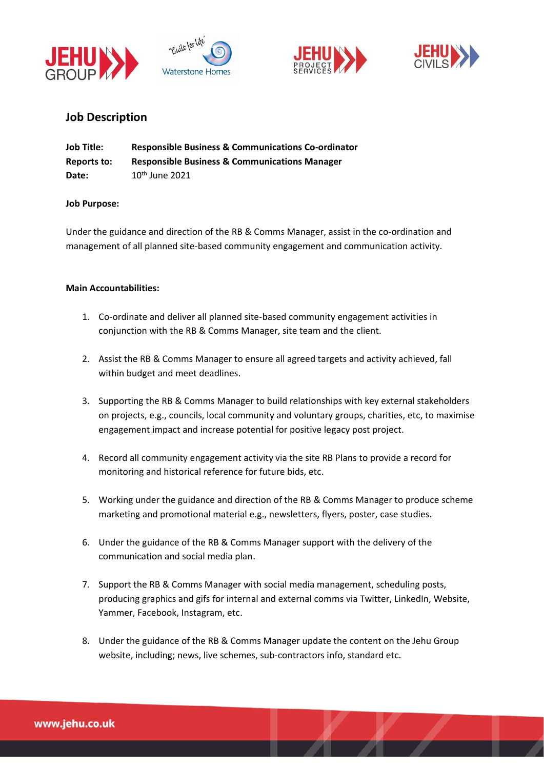## Job Description

**Job Title:** **Responsible Business & Communications Co-ordinator**
**Reports to:** **Responsible Business & Communications Manager**
**Date:** 10th June 2021

**Job Purpose:**

Under the guidance and direction of the RB & Comms Manager, assist in the co-ordination and management of all planned site-based community engagement and communication activity.

**Main Accountabilities:**

1. Co-ordinate and deliver all planned site-based community engagement activities in conjunction with the RB & Comms Manager, site team and the client.

2. Assist the RB & Comms Manager to ensure all agreed targets and activity achieved, fall within budget and meet deadlines.

3. Supporting the RB & Comms Manager to build relationships with key external stakeholders on projects, e.g., councils, local community and voluntary groups, charities, etc, to maximise engagement impact and increase potential for positive legacy post project.

4. Record all community engagement activity via the site RB Plans to provide a record for monitoring and historical reference for future bids, etc.

5. Working under the guidance and direction of the RB & Comms Manager to produce scheme marketing and promotional material e.g., newsletters, flyers, poster, case studies.

6. Under the guidance of the RB & Comms Manager support with the delivery of the communication and social media plan.

7. Support the RB & Comms Manager with social media management, scheduling posts, producing graphics and gifs for internal and external comms via Twitter, LinkedIn, Website, Yammer, Facebook, Instagram, etc.

8. Under the guidance of the RB & Comms Manager update the content on the Jehu Group website, including; news, live schemes, sub-contractors info, standard etc.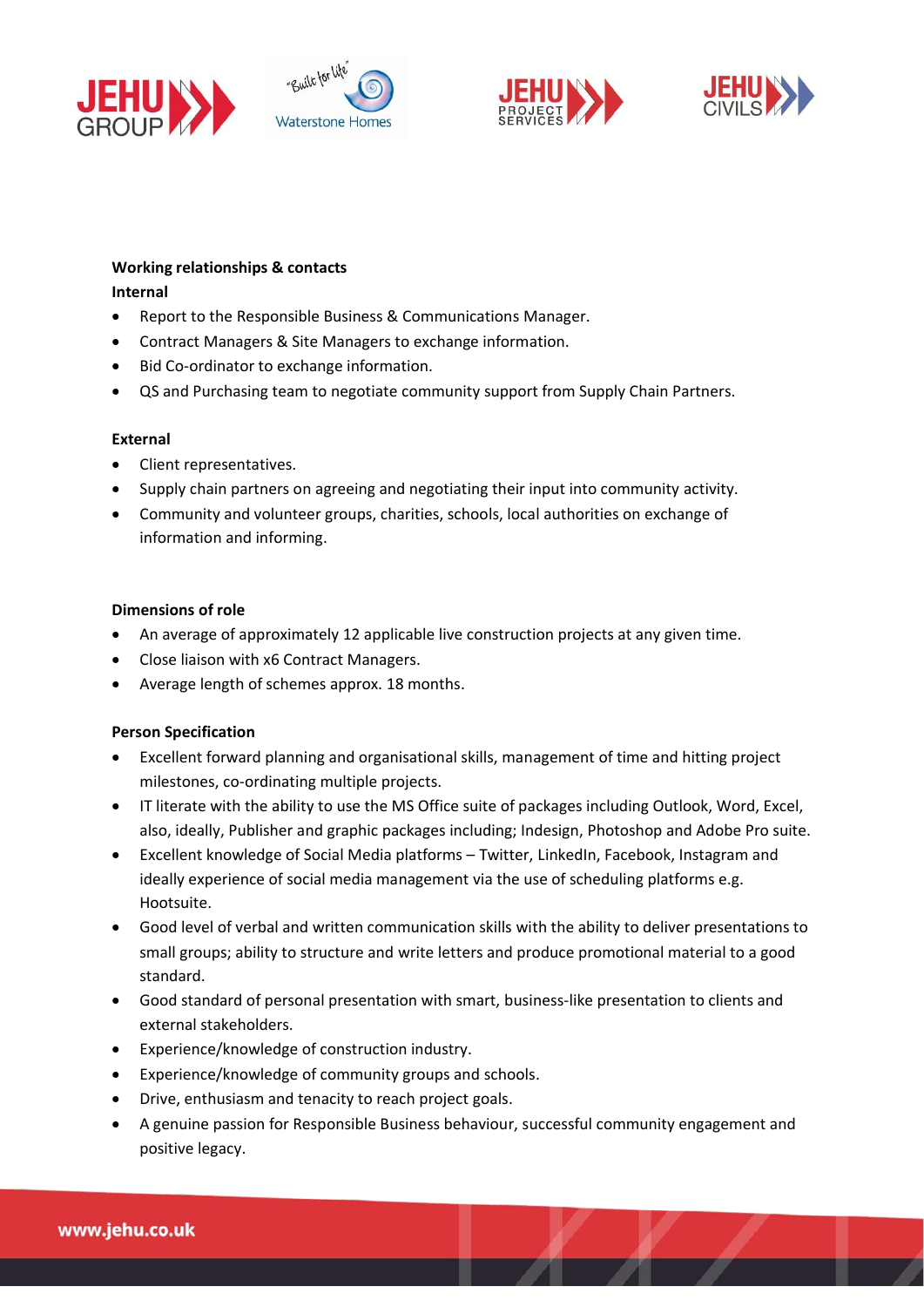**Working relationships & contacts**

**Internal**

- Report to the Responsible Business & Communications Manager.
- Contract Managers & Site Managers to exchange information.
- Bid Co-ordinator to exchange information.
- QS and Purchasing team to negotiate community support from Supply Chain Partners.

**External**

- Client representatives.
- Supply chain partners on agreeing and negotiating their input into community activity.
- Community and volunteer groups, charities, schools, local authorities on exchange of information and informing.

**Dimensions of role**

- An average of approximately 12 applicable live construction projects at any given time.
- Close liaison with x6 Contract Managers.
- Average length of schemes approx. 18 months.

**Person Specification**

- Excellent forward planning and organisational skills, management of time and hitting project milestones, co-ordinating multiple projects.
- IT literate with the ability to use the MS Office suite of packages including Outlook, Word, Excel, also, ideally, Publisher and graphic packages including; Indesign, Photoshop and Adobe Pro suite.
- Excellent knowledge of Social Media platforms – Twitter, LinkedIn, Facebook, Instagram and ideally experience of social media management via the use of scheduling platforms e.g. Hootsuite.
- Good level of verbal and written communication skills with the ability to deliver presentations to small groups; ability to structure and write letters and produce promotional material to a good standard.
- Good standard of personal presentation with smart, business-like presentation to clients and external stakeholders.
- Experience/knowledge of construction industry.
- Experience/knowledge of community groups and schools.
- Drive, enthusiasm and tenacity to reach project goals.
- A genuine passion for Responsible Business behaviour, successful community engagement and positive legacy.